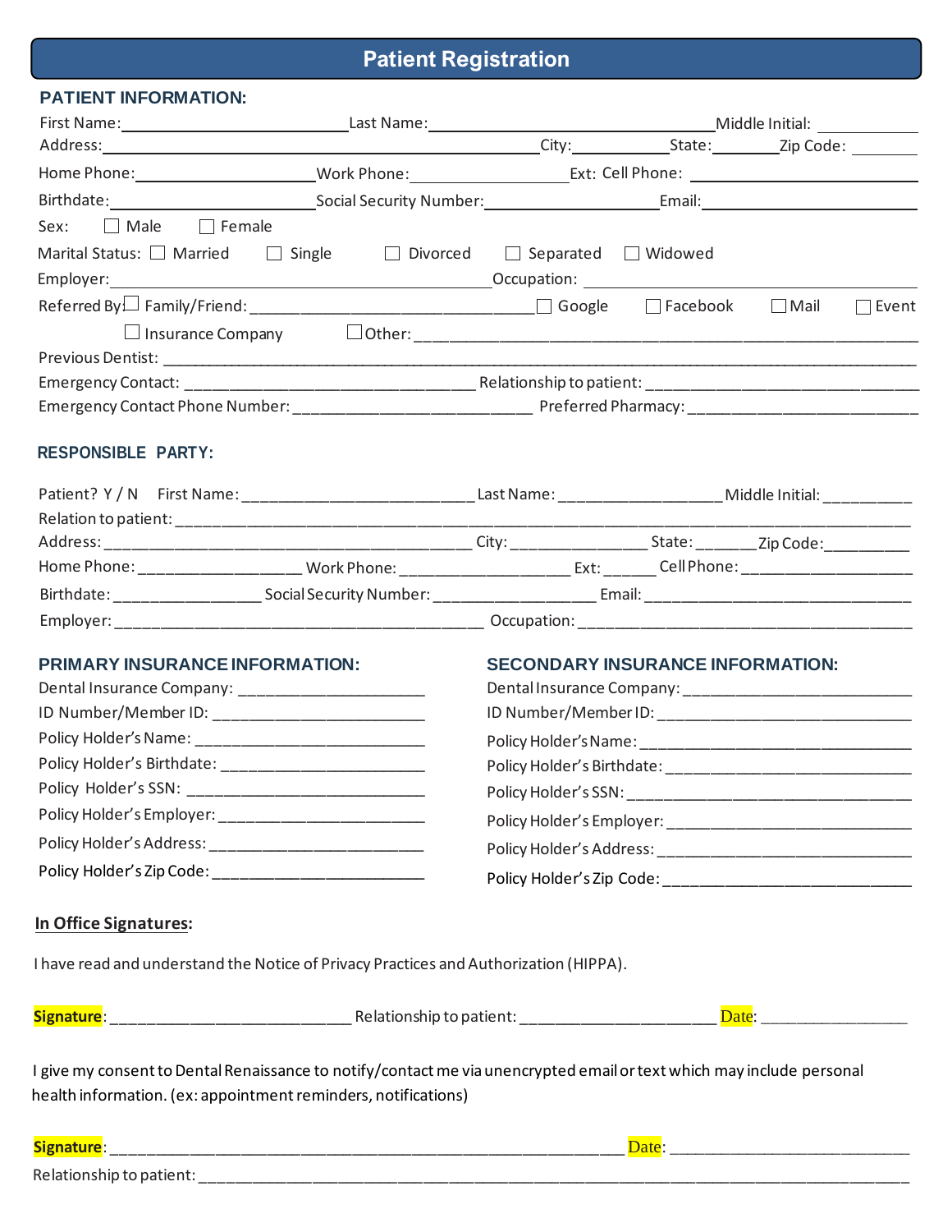# Patient Registration

## PATIENT INFORMATION:

First Name: ______________________ Last Name: ______________________ Middle Initial: __________

Address: ______________________ City: __________ State: ________ Zip Code: ________

Home Phone: ______________________ Work Phone: ________________ Ext: Cell Phone: ______________________

Birthdate: ______________________ Social Security Number: ________________ Email: ______________________

Sex: ☐ Male ☐ Female

Marital Status: ☐ Married ☐ Single ☐ Divorced ☐ Separated ☐ Widowed

Employer: ______________________ Occupation: ______________________

Referred By: ☐ Family/Friend: ______________________ ☐ Google ☐ Facebook ☐ Mail ☐ Event

☐ Insurance Company ☐ Other: ______________________

Previous Dentist: ______________________

Emergency Contact: ______________________ Relationship to patient: ______________________

Emergency Contact Phone Number: ______________________ Preferred Pharmacy: ______________________

## RESPONSIBLE PARTY:

Patient? Y / N First Name: ______________________ Last Name: ________________ Middle Initial: __________

Relation to patient: ______________________

Address: ______________________ City: ________________ State: _______ Zip Code: __________

Home Phone: __________________ Work Phone: ___________________ Ext: ______ Cell Phone: ___________________

Birthdate: ________________ Social Security Number: __________________ Email: ______________________

Employer: ______________________ Occupation: ______________________

## PRIMARY INSURANCE INFORMATION:

Dental Insurance Company: ______________________

ID Number/Member ID: ______________________

Policy Holder's Name: ______________________

Policy Holder's Birthdate: ______________________

Policy Holder's SSN: ______________________

Policy Holder's Employer: ______________________

Policy Holder's Address: ______________________

Policy Holder's Zip Code: ______________________

## SECONDARY INSURANCE INFORMATION:

Dental Insurance Company: ______________________

ID Number/Member ID: ______________________

Policy Holder's Name: ______________________

Policy Holder's Birthdate: ______________________

Policy Holder's SSN: ______________________

Policy Holder's Employer: ______________________

Policy Holder's Address: ______________________

Policy Holder's Zip Code: ______________________

**In Office Signatures:**

I have read and understand the Notice of Privacy Practices and Authorization (HIPPA).

**Signature**: ______________________ Relationship to patient: ______________________ Date: ________________

I give my consent to Dental Renaissance to notify/contact me via unencrypted email or text which may include personal health information. (ex: appointment reminders, notifications)

**Signature**: ______________________________________________ Date: ______________________

Relationship to patient: ______________________________________________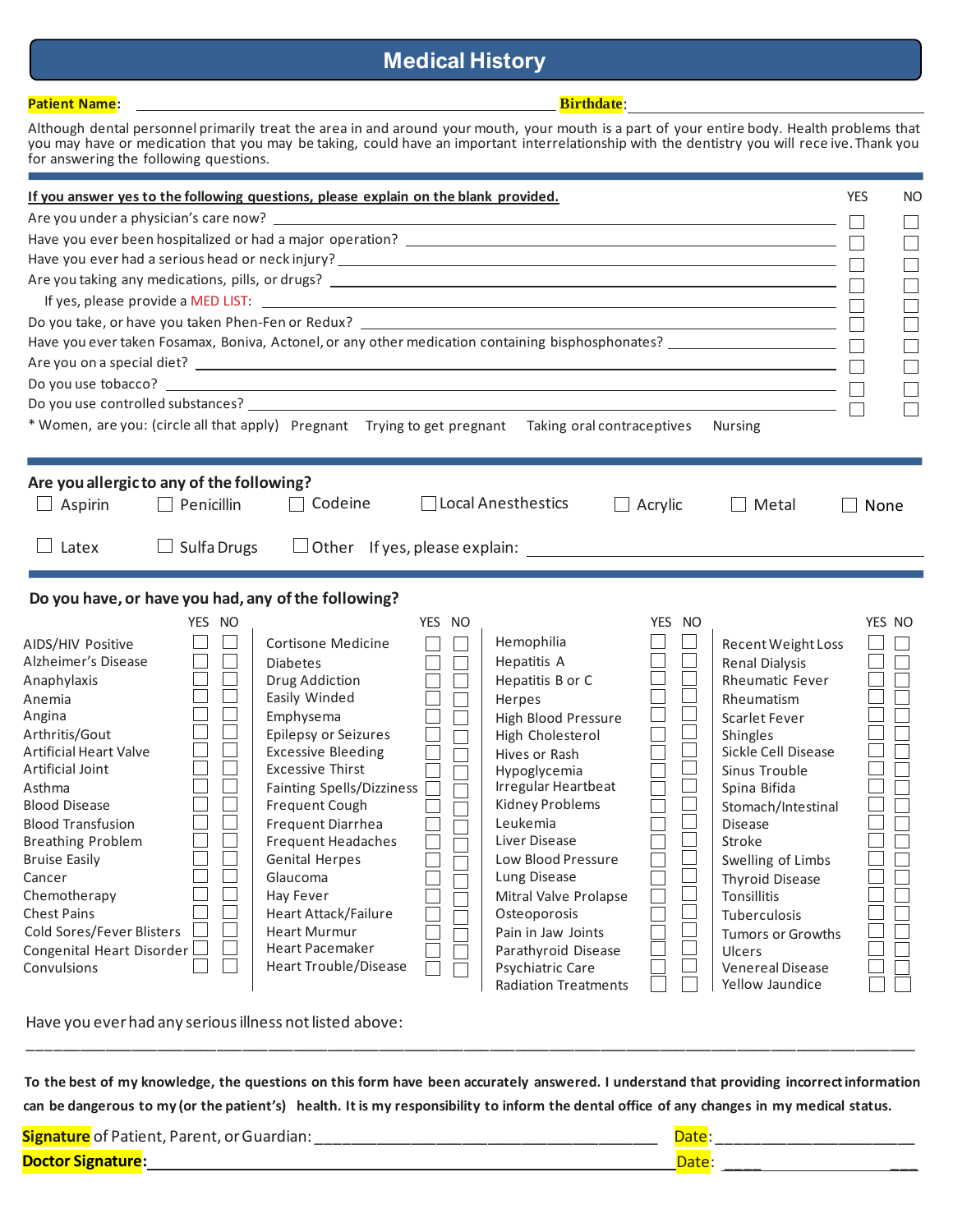# Medical History

**Patient Name**: ______________________________ **Birthdate**: ______________________

Although dental personnel primarily treat the area in and around your mouth, your mouth is a part of your entire body. Health problems that you may have or medication that you may be taking, could have an important interrelationship with the dentistry you will receive. Thank you for answering the following questions.

**If you answer yes to the following questions, please explain on the blank provided.**

| Question | YES | NO |
|---|---|---|
| Are you under a physician's care now? ______________________ | ☐ | ☐ |
| Have you ever been hospitalized or had a major operation? ______________________ | ☐ | ☐ |
| Have you ever had a serious head or neck injury? ______________________ | ☐ | ☐ |
| Are you taking any medications, pills, or drugs? ______________________ | ☐ | ☐ |
| If yes, please provide a MED LIST: ______________________ | ☐ | ☐ |
| Do you take, or have you taken Phen-Fen or Redux? ______________________ | ☐ | ☐ |
| Have you ever taken Fosamax, Boniva, Actonel, or any other medication containing bisphosphonates? ______________________ | ☐ | ☐ |
| Are you on a special diet? ______________________ | ☐ | ☐ |
| Do you use tobacco? ______________________ | ☐ | ☐ |
| Do you use controlled substances? ______________________ | ☐ | ☐ |

\* Women, are you: (circle all that apply) Pregnant Trying to get pregnant Taking oral contraceptives Nursing

## Are you allergic to any of the following?

☐ Aspirin ☐ Penicillin ☐ Codeine ☐ Local Anesthetics ☐ Acrylic ☐ Metal ☐ None

☐ Latex ☐ Sulfa Drugs ☐ Other If yes, please explain: ______________________

## Do you have, or have you had, any of the following?

| Condition | YES | NO | Condition | YES | NO | Condition | YES | NO | Condition | YES | NO |
|---|---|---|---|---|---|---|---|---|---|---|---|
| AIDS/HIV Positive | ☐ | ☐ | Cortisone Medicine | ☐ | ☐ | Hemophilia | ☐ | ☐ | Recent Weight Loss | ☐ | ☐ |
| Alzheimer's Disease | ☐ | ☐ | Diabetes | ☐ | ☐ | Hepatitis A | ☐ | ☐ | Renal Dialysis | ☐ | ☐ |
| Anaphylaxis | ☐ | ☐ | Drug Addiction | ☐ | ☐ | Hepatitis B or C | ☐ | ☐ | Rheumatic Fever | ☐ | ☐ |
| Anemia | ☐ | ☐ | Easily Winded | ☐ | ☐ | Herpes | ☐ | ☐ | Rheumatism | ☐ | ☐ |
| Angina | ☐ | ☐ | Emphysema | ☐ | ☐ | High Blood Pressure | ☐ | ☐ | Scarlet Fever | ☐ | ☐ |
| Arthritis/Gout | ☐ | ☐ | Epilepsy or Seizures | ☐ | ☐ | High Cholesterol | ☐ | ☐ | Shingles | ☐ | ☐ |
| Artificial Heart Valve | ☐ | ☐ | Excessive Bleeding | ☐ | ☐ | Hives or Rash | ☐ | ☐ | Sickle Cell Disease | ☐ | ☐ |
| Artificial Joint | ☐ | ☐ | Excessive Thirst | ☐ | ☐ | Hypoglycemia | ☐ | ☐ | Sinus Trouble | ☐ | ☐ |
| Asthma | ☐ | ☐ | Fainting Spells/Dizziness | ☐ | ☐ | Irregular Heartbeat | ☐ | ☐ | Spina Bifida | ☐ | ☐ |
| Blood Disease | ☐ | ☐ | Frequent Cough | ☐ | ☐ | Kidney Problems | ☐ | ☐ | Stomach/Intestinal Disease | ☐ | ☐ |
| Blood Transfusion | ☐ | ☐ | Frequent Diarrhea | ☐ | ☐ | Leukemia | ☐ | ☐ | | | |
| Breathing Problem | ☐ | ☐ | Frequent Headaches | ☐ | ☐ | Liver Disease | ☐ | ☐ | Stroke | ☐ | ☐ |
| Bruise Easily | ☐ | ☐ | Genital Herpes | ☐ | ☐ | Low Blood Pressure | ☐ | ☐ | Swelling of Limbs | ☐ | ☐ |
| Cancer | ☐ | ☐ | Glaucoma | ☐ | ☐ | Lung Disease | ☐ | ☐ | Thyroid Disease | ☐ | ☐ |
| Chemotherapy | ☐ | ☐ | Hay Fever | ☐ | ☐ | Mitral Valve Prolapse | ☐ | ☐ | Tonsillitis | ☐ | ☐ |
| Chest Pains | ☐ | ☐ | Heart Attack/Failure | ☐ | ☐ | Osteoporosis | ☐ | ☐ | Tuberculosis | ☐ | ☐ |
| Cold Sores/Fever Blisters | ☐ | ☐ | Heart Murmur | ☐ | ☐ | Pain in Jaw Joints | ☐ | ☐ | Tumors or Growths | ☐ | ☐ |
| Congenital Heart Disorder | ☐ | ☐ | Heart Pacemaker | ☐ | ☐ | Parathyroid Disease | ☐ | ☐ | Ulcers | ☐ | ☐ |
| Convulsions | ☐ | ☐ | Heart Trouble/Disease | ☐ | ☐ | Psychiatric Care | ☐ | ☐ | Venereal Disease | ☐ | ☐ |
| | | | | | | Radiation Treatments | ☐ | ☐ | Yellow Jaundice | ☐ | ☐ |

Have you ever had any serious illness not listed above:

______________________________________________________________________

**To the best of my knowledge, the questions on this form have been accurately answered. I understand that providing incorrect information can be dangerous to my (or the patient's) health. It is my responsibility to inform the dental office of any changes in my medical status.**

**Signature** of Patient, Parent, or Guardian: ______________________ Date: ______________

**Doctor Signature**: ______________________ Date: ______________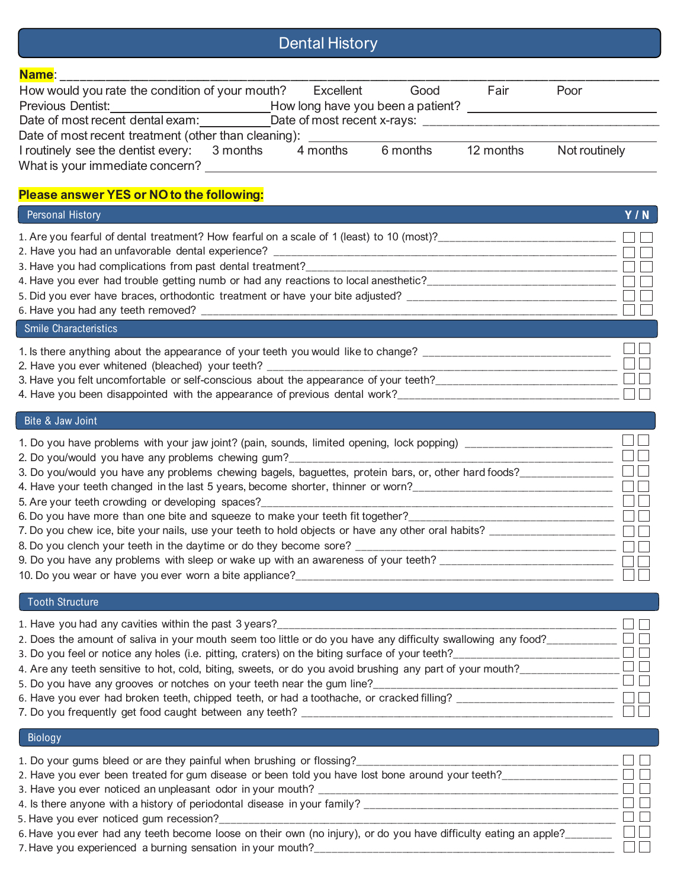# Dental History

**Name**: ______________________________________________________________________________

How would you rate the condition of your mouth? Excellent Good Fair Poor

Previous Dentist: ______________________ How long have you been a patient? ______________________

Date of most recent dental exam: __________ Date of most recent x-rays: ______________________

Date of most recent treatment (other than cleaning): ______________________

I routinely see the dentist every: 3 months 4 months 6 months 12 months Not routinely

What is your immediate concern? ______________________

**Please answer YES or NO to the following:**

## Personal History

| | Y | N |
|---|---|---|
| 1. Are you fearful of dental treatment? How fearful on a scale of 1 (least) to 10 (most)?______________ | ☐ | ☐ |
| 2. Have you had an unfavorable dental experience? ______________ | ☐ | ☐ |
| 3. Have you had complications from past dental treatment?______________ | ☐ | ☐ |
| 4. Have you ever had trouble getting numb or had any reactions to local anesthetic?______________ | ☐ | ☐ |
| 5. Did you ever have braces, orthodontic treatment or have your bite adjusted? ______________ | ☐ | ☐ |
| 6. Have you had any teeth removed? ______________ | ☐ | ☐ |

## Smile Characteristics

| | Y | N |
|---|---|---|
| 1. Is there anything about the appearance of your teeth you would like to change? ______________ | ☐ | ☐ |
| 2. Have you ever whitened (bleached) your teeth? ______________ | ☐ | ☐ |
| 3. Have you felt uncomfortable or self-conscious about the appearance of your teeth?______________ | ☐ | ☐ |
| 4. Have you been disappointed with the appearance of previous dental work?______________ | ☐ | ☐ |

## Bite & Jaw Joint

| | Y | N |
|---|---|---|
| 1. Do you have problems with your jaw joint? (pain, sounds, limited opening, lock popping) ______________ | ☐ | ☐ |
| 2. Do you/would you have any problems chewing gum?______________ | ☐ | ☐ |
| 3. Do you/would you have any problems chewing bagels, baguettes, protein bars, or, other hard foods?______________ | ☐ | ☐ |
| 4. Have your teeth changed in the last 5 years, become shorter, thinner or worn?______________ | ☐ | ☐ |
| 5. Are your teeth crowding or developing spaces?______________ | ☐ | ☐ |
| 6. Do you have more than one bite and squeeze to make your teeth fit together?______________ | ☐ | ☐ |
| 7. Do you chew ice, bite your nails, use your teeth to hold objects or have any other oral habits? ______________ | ☐ | ☐ |
| 8. Do you clench your teeth in the daytime or do they become sore? ______________ | ☐ | ☐ |
| 9. Do you have any problems with sleep or wake up with an awareness of your teeth? ______________ | ☐ | ☐ |
| 10. Do you wear or have you ever worn a bite appliance?______________ | ☐ | ☐ |

## Tooth Structure

| | Y | N |
|---|---|---|
| 1. Have you had any cavities within the past 3 years?______________ | ☐ | ☐ |
| 2. Does the amount of saliva in your mouth seem too little or do you have any difficulty swallowing any food?______________ | ☐ | ☐ |
| 3. Do you feel or notice any holes (i.e. pitting, craters) on the biting surface of your teeth?______________ | ☐ | ☐ |
| 4. Are any teeth sensitive to hot, cold, biting, sweets, or do you avoid brushing any part of your mouth?______________ | ☐ | ☐ |
| 5. Do you have any grooves or notches on your teeth near the gum line?______________ | ☐ | ☐ |
| 6. Have you ever had broken teeth, chipped teeth, or had a toothache, or cracked filling? ______________ | ☐ | ☐ |
| 7. Do you frequently get food caught between any teeth? ______________ | ☐ | ☐ |

## Biology

| | Y | N |
|---|---|---|
| 1. Do your gums bleed or are they painful when brushing or flossing?______________ | ☐ | ☐ |
| 2. Have you ever been treated for gum disease or been told you have lost bone around your teeth?______________ | ☐ | ☐ |
| 3. Have you ever noticed an unpleasant odor in your mouth? ______________ | ☐ | ☐ |
| 4. Is there anyone with a history of periodontal disease in your family? ______________ | ☐ | ☐ |
| 5. Have you ever noticed gum recession?______________ | ☐ | ☐ |
| 6. Have you ever had any teeth become loose on their own (no injury), or do you have difficulty eating an apple?______________ | ☐ | ☐ |
| 7. Have you experienced a burning sensation in your mouth?______________ | ☐ | ☐ |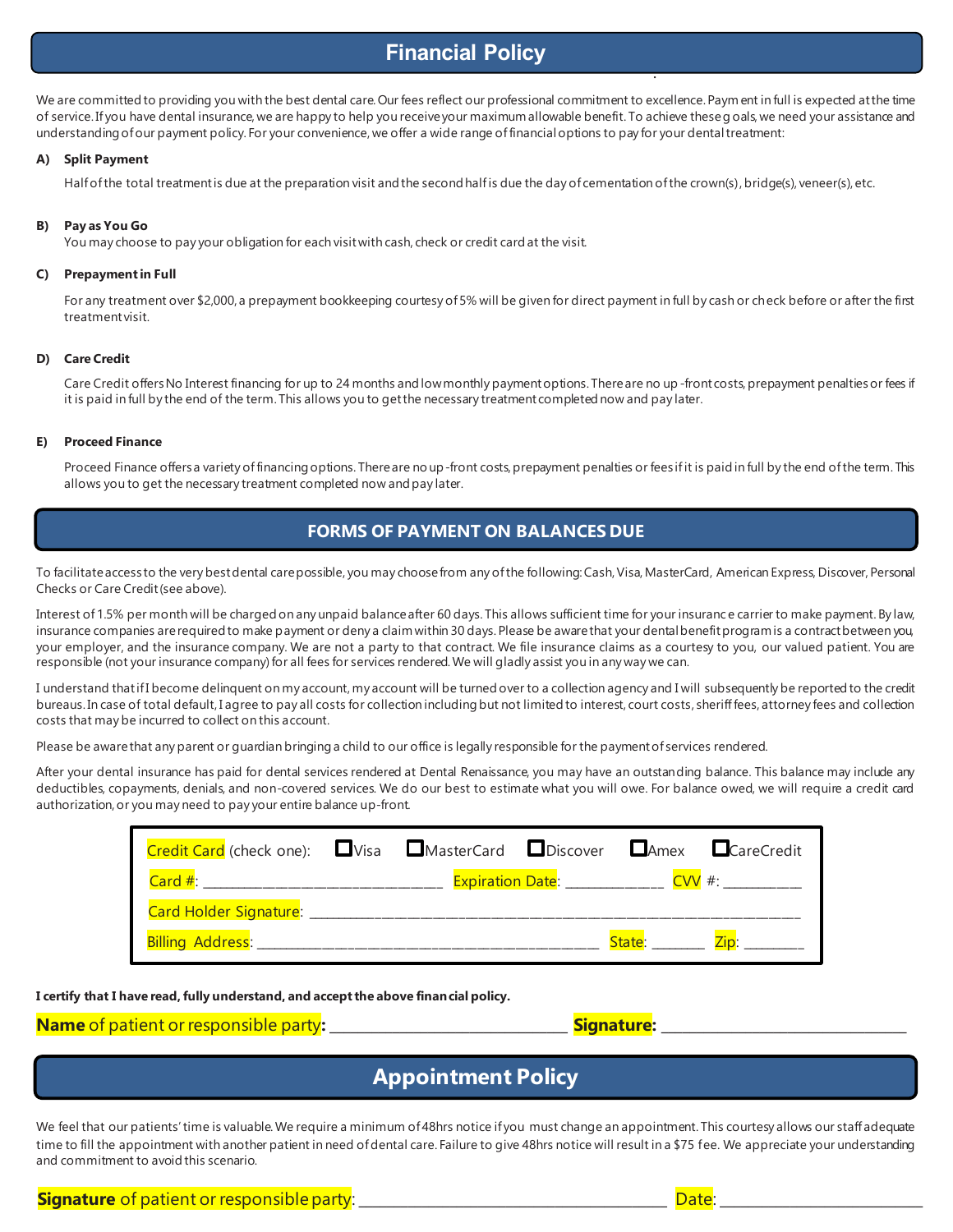# Financial Policy

We are committed to providing you with the best dental care. Our fees reflect our professional commitment to excellence. Payment in full is expected at the time of service. If you have dental insurance, we are happy to help you receive your maximum allowable benefit. To achieve these goals, we need your assistance and understanding of our payment policy. For your convenience, we offer a wide range of financial options to pay for your dental treatment:

**A) Split Payment**

Half of the total treatment is due at the preparation visit and the second half is due the day of cementation of the crown(s), bridge(s), veneer(s), etc.

**B) Pay as You Go**

You may choose to pay your obligation for each visit with cash, check or credit card at the visit.

**C) Prepayment in Full**

For any treatment over $2,000, a prepayment bookkeeping courtesy of 5% will be given for direct payment in full by cash or check before or after the first treatment visit.

**D) Care Credit**

Care Credit offers No Interest financing for up to 24 months and low monthly payment options. There are no up-front costs, prepayment penalties or fees if it is paid in full by the end of the term. This allows you to get the necessary treatment completed now and pay later.

**E) Proceed Finance**

Proceed Finance offers a variety of financing options. There are no up-front costs, prepayment penalties or fees if it is paid in full by the end of the term. This allows you to get the necessary treatment completed now and pay later.

## FORMS OF PAYMENT ON BALANCES DUE

To facilitate access to the very best dental care possible, you may choose from any of the following: Cash, Visa, MasterCard, American Express, Discover, Personal Checks or Care Credit (see above).

Interest of 1.5% per month will be charged on any unpaid balance after 60 days. This allows sufficient time for your insurance carrier to make payment. By law, insurance companies are required to make payment or deny a claim within 30 days. Please be aware that your dental benefit program is a contract between you, your employer, and the insurance company. We are not a party to that contract. We file insurance claims as a courtesy to you, our valued patient. You are responsible (not your insurance company) for all fees for services rendered. We will gladly assist you in any way we can.

I understand that if I become delinquent on my account, my account will be turned over to a collection agency and I will subsequently be reported to the credit bureaus. In case of total default, I agree to pay all costs for collection including but not limited to interest, court costs, sheriff fees, attorney fees and collection costs that may be incurred to collect on this account.

Please be aware that any parent or guardian bringing a child to our office is legally responsible for the payment of services rendered.

After your dental insurance has paid for dental services rendered at Dental Renaissance, you may have an outstanding balance. This balance may include any deductibles, copayments, denials, and non-covered services. We do our best to estimate what you will owe. For balance owed, we will require a credit card authorization, or you may need to pay your entire balance up-front.

Credit Card (check one): ☐ Visa ☐ MasterCard ☐ Discover ☐ Amex ☐ CareCredit

Card #: ______________________________ Expiration Date: ____________ CVV #: __________

Card Holder Signature: ________________________________________________________________

Billing Address: ________________________________________ State: _______ Zip: ________

**I certify that I have read, fully understand, and accept the above financial policy.**

**Name** of patient or responsible party**:** ____________________________ **Signature:** ____________________________

# Appointment Policy

We feel that our patients' time is valuable. We require a minimum of 48hrs notice if you must change an appointment. This courtesy allows our staff adequate time to fill the appointment with another patient in need of dental care. Failure to give 48hrs notice will result in a $75 fee. We appreciate your understanding and commitment to avoid this scenario.

**Signature** of patient or responsible party: ____________________________________ Date: _______________________